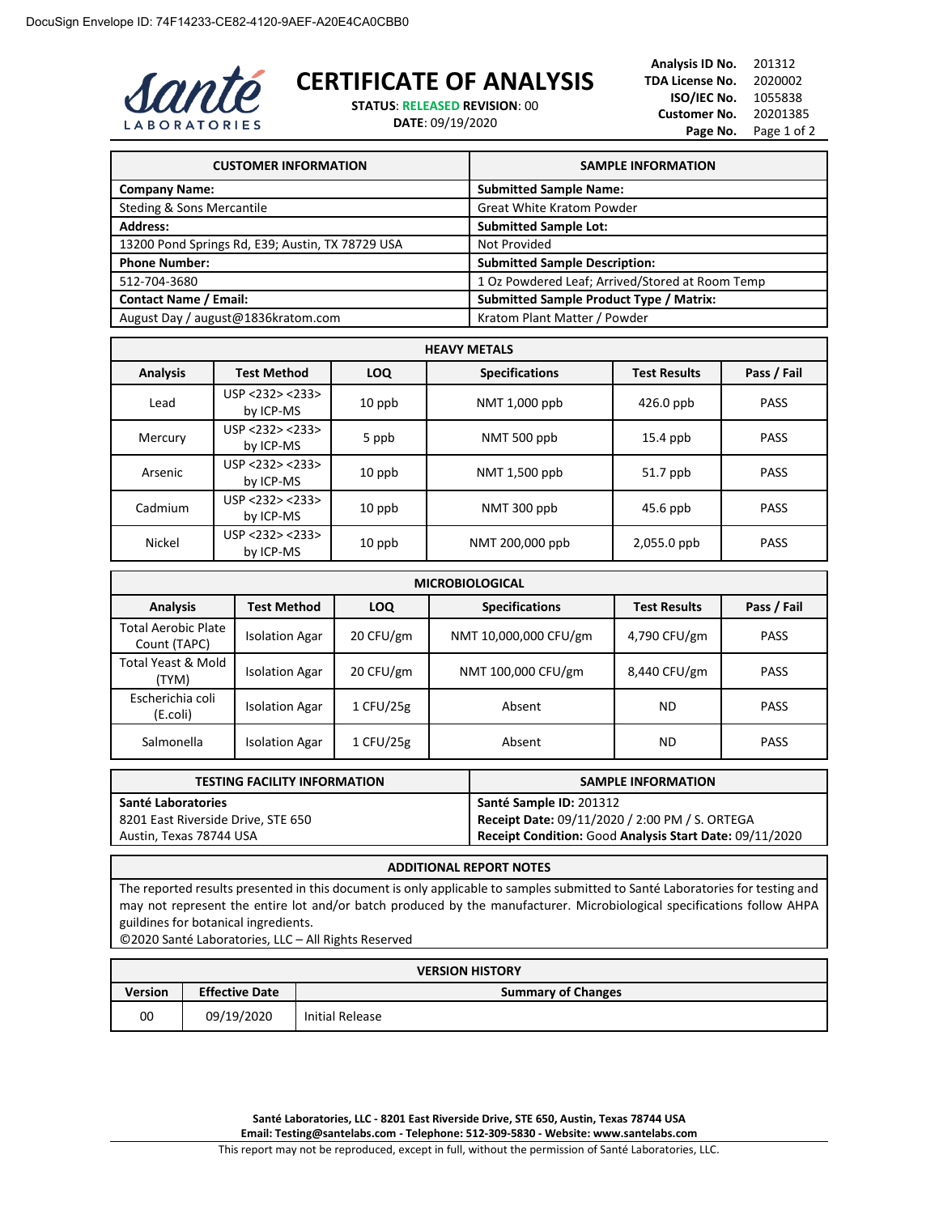DocuSign Envelope ID: 74F14233-CE82-4120-9AEF-A20E4CA0CBB0

Santé LABORATORIES

# CERTIFICATE OF ANALYSIS

**STATUS**: RELEASED **REVISION**: 00
**DATE**: 09/19/2020

**Analysis ID No.** 201312
**TDA License No.** 2020002
**ISO/IEC No.** 1055838
**Customer No.** 20201385

| CUSTOMER INFORMATION | SAMPLE INFORMATION |
|---|---|
| **Company Name:** | **Submitted Sample Name:** |
| Steding & Sons Mercantile | Great White Kratom Powder |
| **Address:** | **Submitted Sample Lot:** |
| 13200 Pond Springs Rd, E39; Austin, TX 78729 USA | Not Provided |
| **Phone Number:** | **Submitted Sample Description:** |
| 512-704-3680 | 1 Oz Powdered Leaf; Arrived/Stored at Room Temp |
| **Contact Name / Email:** | **Submitted Sample Product Type / Matrix:** |
| August Day / august@1836kratom.com | Kratom Plant Matter / Powder |

| HEAVY METALS | | | | | |
|---|---|---|---|---|---|
| **Analysis** | **Test Method** | **LOQ** | **Specifications** | **Test Results** | **Pass / Fail** |
| Lead | USP <232> <233> by ICP-MS | 10 ppb | NMT 1,000 ppb | 426.0 ppb | PASS |
| Mercury | USP <232> <233> by ICP-MS | 5 ppb | NMT 500 ppb | 15.4 ppb | PASS |
| Arsenic | USP <232> <233> by ICP-MS | 10 ppb | NMT 1,500 ppb | 51.7 ppb | PASS |
| Cadmium | USP <232> <233> by ICP-MS | 10 ppb | NMT 300 ppb | 45.6 ppb | PASS |
| Nickel | USP <232> <233> by ICP-MS | 10 ppb | NMT 200,000 ppb | 2,055.0 ppb | PASS |

| MICROBIOLOGICAL | | | | | |
|---|---|---|---|---|---|
| **Analysis** | **Test Method** | **LOQ** | **Specifications** | **Test Results** | **Pass / Fail** |
| Total Aerobic Plate Count (TAPC) | Isolation Agar | 20 CFU/gm | NMT 10,000,000 CFU/gm | 4,790 CFU/gm | PASS |
| Total Yeast & Mold (TYM) | Isolation Agar | 20 CFU/gm | NMT 100,000 CFU/gm | 8,440 CFU/gm | PASS |
| Escherichia coli (E.coli) | Isolation Agar | 1 CFU/25g | Absent | ND | PASS |
| Salmonella | Isolation Agar | 1 CFU/25g | Absent | ND | PASS |

| TESTING FACILITY INFORMATION | SAMPLE INFORMATION |
|---|---|
| **Santé Laboratories**<br>8201 East Riverside Drive, STE 650<br>Austin, Texas 78744 USA | **Santé Sample ID:** 201312<br>**Receipt Date:** 09/11/2020 / 2:00 PM / S. ORTEGA<br>**Receipt Condition:** Good **Analysis Start Date:** 09/11/2020 |

| ADDITIONAL REPORT NOTES |
|---|
| The reported results presented in this document is only applicable to samples submitted to Santé Laboratories for testing and may not represent the entire lot and/or batch produced by the manufacturer. Microbiological specifications follow AHPA guildines for botanical ingredients.<br>©2020 Santé Laboratories, LLC – All Rights Reserved |

| VERSION HISTORY | | |
|---|---|---|
| **Version** | **Effective Date** | **Summary of Changes** |
| 00 | 09/19/2020 | Initial Release |

**Santé Laboratories, LLC - 8201 East Riverside Drive, STE 650, Austin, Texas 78744 USA**
**Email: Testing@santelabs.com - Telephone: 512-309-5830 - Website: www.santelabs.com**

This report may not be reproduced, except in full, without the permission of Santé Laboratories, LLC.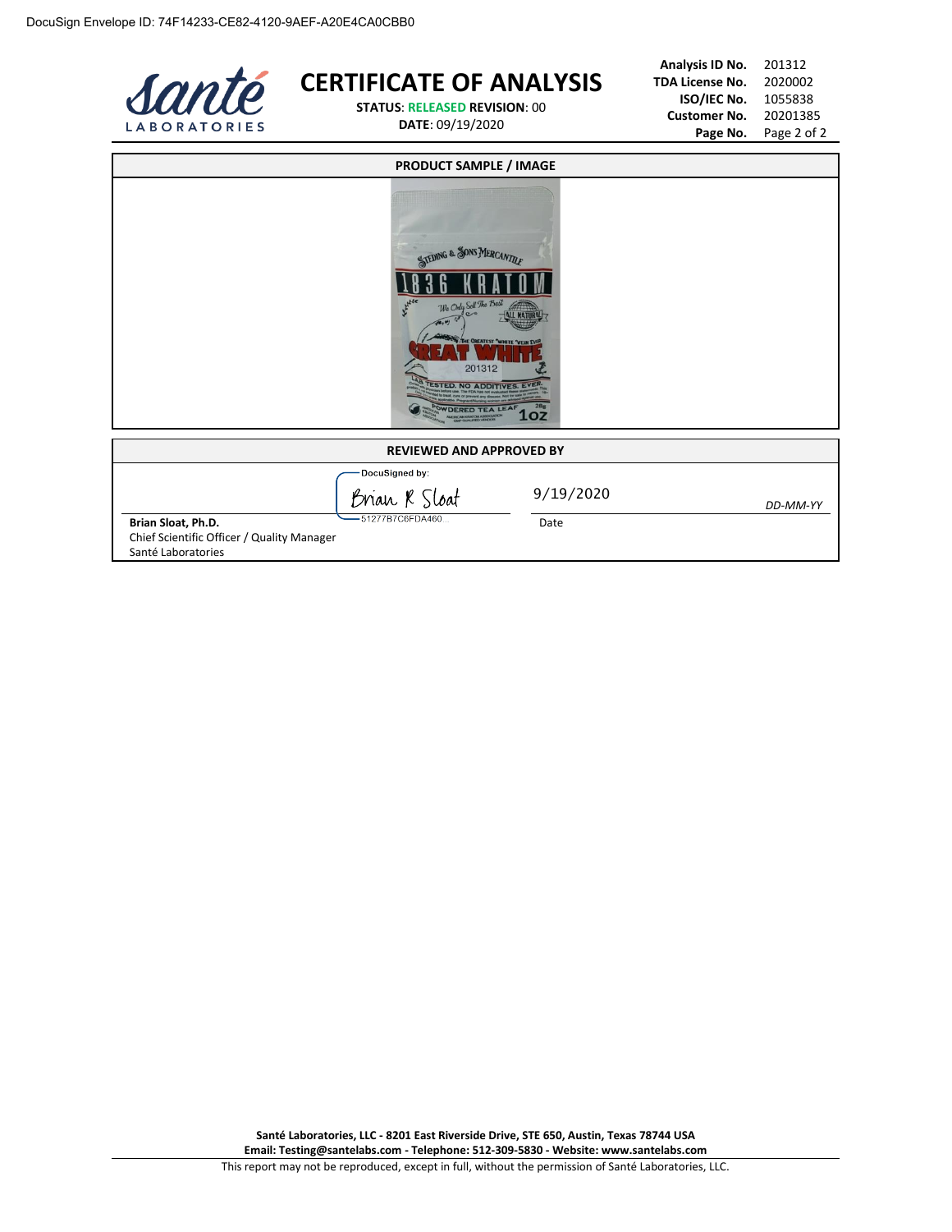DocuSign Envelope ID: 74F14233-CE82-4120-9AEF-A20E4CA0CBB0

Santé LABORATORIES

# CERTIFICATE OF ANALYSIS

**STATUS**: RELEASED **REVISION**: 00
**DATE**: 09/19/2020

| | |
|---|---|
| **Analysis ID No.** | 201312 |
| **TDA License No.** | 2020002 |
| **ISO/IEC No.** | 1055838 |
| **Customer No.** | 20201385 |
| **Page No.** | Page 2 of 2 |

## PRODUCT SAMPLE / IMAGE

## REVIEWED AND APPROVED BY

DocuSigned by:
Brian R Sloat
51277B7C6FDA460...

9/19/2020

DD-MM-YY

**Brian Sloat, Ph.D.**
Chief Scientific Officer / Quality Manager
Santé Laboratories

Date

**Santé Laboratories, LLC - 8201 East Riverside Drive, STE 650, Austin, Texas 78744 USA**
**Email: Testing@santelabs.com - Telephone: 512-309-5830 - Website: www.santelabs.com**
This report may not be reproduced, except in full, without the permission of Santé Laboratories, LLC.